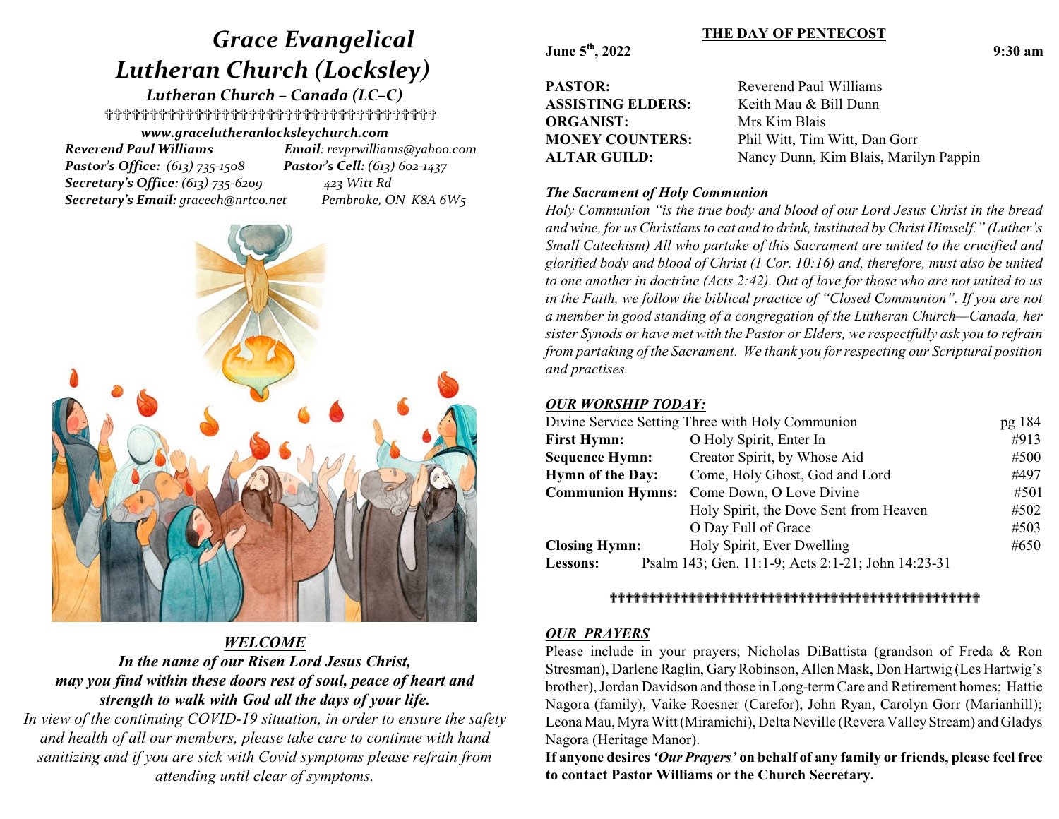# *Grace Evangelical Lutheran Church (Locksley)*

***Lutheran Church – Canada (LC–C)***

✞✞✞✞✞✞✞✞✞✞✞✞✞✞✞✞✞✞✞✞✞✞✞✞✞✞✞✞✞✞✞✞✞✞✞✞

***www.gracelutheranlocksleychurch.com***

***Reverend Paul Williams*** *Email: revprwilliams@yahoo.com*
***Pastor's Office:*** *(613) 735-1508* ***Pastor's Cell:*** *(613) 602-1437*
***Secretary's Office****: (613) 735-6209* *423 Witt Rd*
***Secretary's Email:*** *gracech@nrtco.net* *Pembroke, ON K8A 6W5*

## *WELCOME*

***In the name of our Risen Lord Jesus Christ, may you find within these doors rest of soul, peace of heart and strength to walk with God all the days of your life.***

*In view of the continuing COVID-19 situation, in order to ensure the safety and health of all our members, please take care to continue with hand sanitizing and if you are sick with Covid symptoms please refrain from attending until clear of symptoms.*

## THE DAY OF PENTECOST

**June 5th, 2022** **9:30 am**

| | |
|---|---|
| **PASTOR:** | Reverend Paul Williams |
| **ASSISTING ELDERS:** | Keith Mau & Bill Dunn |
| **ORGANIST:** | Mrs Kim Blais |
| **MONEY COUNTERS:** | Phil Witt, Tim Witt, Dan Gorr |
| **ALTAR GUILD:** | Nancy Dunn, Kim Blais, Marilyn Pappin |

***The Sacrament of Holy Communion***

*Holy Communion "is the true body and blood of our Lord Jesus Christ in the bread and wine, for us Christians to eat and to drink, instituted by Christ Himself." (Luther's Small Catechism) All who partake of this Sacrament are united to the crucified and glorified body and blood of Christ (1 Cor. 10:16) and, therefore, must also be united to one another in doctrine (Acts 2:42). Out of love for those who are not united to us in the Faith, we follow the biblical practice of "Closed Communion". If you are not a member in good standing of a congregation of the Lutheran Church—Canada, her sister Synods or have met with the Pastor or Elders, we respectfully ask you to refrain from partaking of the Sacrament. We thank you for respecting our Scriptural position and practises.*

## *OUR WORSHIP TODAY:*

| | | |
|---|---|---|
| Divine Service Setting Three with Holy Communion | | pg 184 |
| **First Hymn:** | O Holy Spirit, Enter In | #913 |
| **Sequence Hymn:** | Creator Spirit, by Whose Aid | #500 |
| **Hymn of the Day:** | Come, Holy Ghost, God and Lord | #497 |
| **Communion Hymns:** | Come Down, O Love Divine | #501 |
| | Holy Spirit, the Dove Sent from Heaven | #502 |
| | O Day Full of Grace | #503 |
| **Closing Hymn:** | Holy Spirit, Ever Dwelling | #650 |
| **Lessons:** | Psalm 143; Gen. 11:1-9; Acts 2:1-21; John 14:23-31 | |

✞✞✞✞✞✞✞✞✞✞✞✞✞✞✞✞✞✞✞✞✞✞✞✞✞✞✞✞✞✞✞✞✞✞✞✞✞✞✞✞✞✞✞✞✞✞✞✞

## *OUR PRAYERS*

Please include in your prayers; Nicholas DiBattista (grandson of Freda & Ron Stresman), Darlene Raglin, Gary Robinson, Allen Mask, Don Hartwig (Les Hartwig's brother), Jordan Davidson and those in Long-term Care and Retirement homes; Hattie Nagora (family), Vaike Roesner (Carefor), John Ryan, Carolyn Gorr (Marianhill); Leona Mau, Myra Witt (Miramichi), Delta Neville (Revera Valley Stream) and Gladys Nagora (Heritage Manor).

**If anyone desires *'Our Prayers'* on behalf of any family or friends, please feel free to contact Pastor Williams or the Church Secretary.**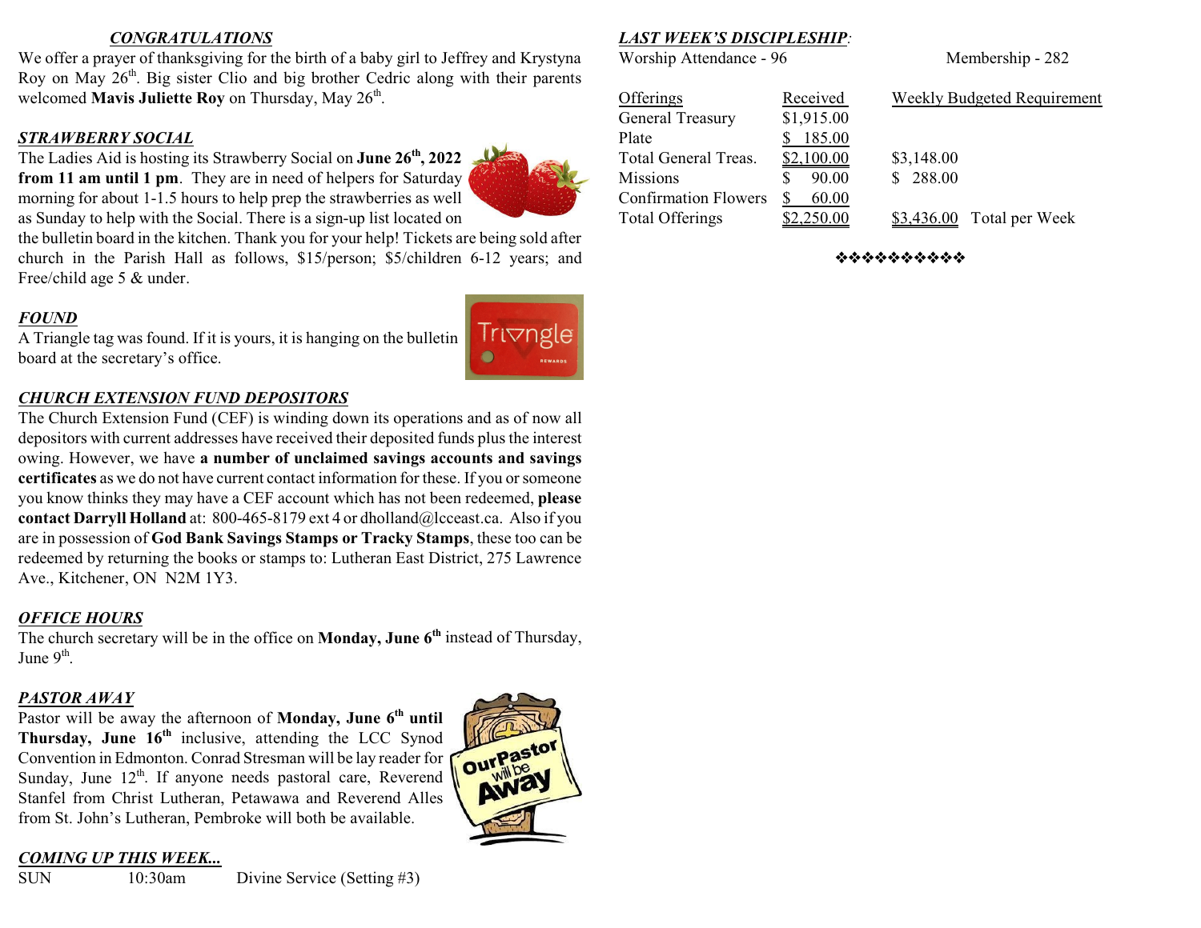### *CONGRATULATIONS*

We offer a prayer of thanksgiving for the birth of a baby girl to Jeffrey and Krystyna Roy on May 26th. Big sister Clio and big brother Cedric along with their parents welcomed **Mavis Juliette Roy** on Thursday, May 26th.

### *STRAWBERRY SOCIAL*

The Ladies Aid is hosting its Strawberry Social on **June 26th, 2022 from 11 am until 1 pm**. They are in need of helpers for Saturday morning for about 1-1.5 hours to help prep the strawberries as well as Sunday to help with the Social. There is a sign-up list located on the bulletin board in the kitchen. Thank you for your help! Tickets are being sold after church in the Parish Hall as follows, $15/person; $5/children 6-12 years; and Free/child age 5 & under.

### *FOUND*

A Triangle tag was found. If it is yours, it is hanging on the bulletin board at the secretary's office.

### *CHURCH EXTENSION FUND DEPOSITORS*

The Church Extension Fund (CEF) is winding down its operations and as of now all depositors with current addresses have received their deposited funds plus the interest owing. However, we have **a number of unclaimed savings accounts and savings certificates** as we do not have current contact information for these. If you or someone you know thinks they may have a CEF account which has not been redeemed, **please contact Darryll Holland** at: 800-465-8179 ext 4 or dholland@lcceast.ca. Also if you are in possession of **God Bank Savings Stamps or Tracky Stamps**, these too can be redeemed by returning the books or stamps to: Lutheran East District, 275 Lawrence Ave., Kitchener, ON N2M 1Y3.

### *OFFICE HOURS*

The church secretary will be in the office on **Monday, June 6th** instead of Thursday, June 9th.

### *PASTOR AWAY*

Pastor will be away the afternoon of **Monday, June 6th until Thursday, June 16th** inclusive, attending the LCC Synod Convention in Edmonton. Conrad Stresman will be lay reader for Sunday, June 12th. If anyone needs pastoral care, Reverend Stanfel from Christ Lutheran, Petawawa and Reverend Alles from St. John's Lutheran, Pembroke will both be available.

### *COMING UP THIS WEEK...*

SUN 10:30am Divine Service (Setting #3)

### *LAST WEEK'S DISCIPLESHIP:*

Worship Attendance - 96 Membership - 282

| Offerings | Received | Weekly Budgeted Requirement |
|---|---|---|
| General Treasury | $1,915.00 | |
| Plate | $ 185.00 | |
| Total General Treas. | $2,100.00 | $3,148.00 |
| Missions | $ 90.00 | $ 288.00 |
| Confirmation Flowers | $ 60.00 | |
| Total Offerings | $2,250.00 | $3,436.00 Total per Week |

❖❖❖❖❖❖❖❖❖❖